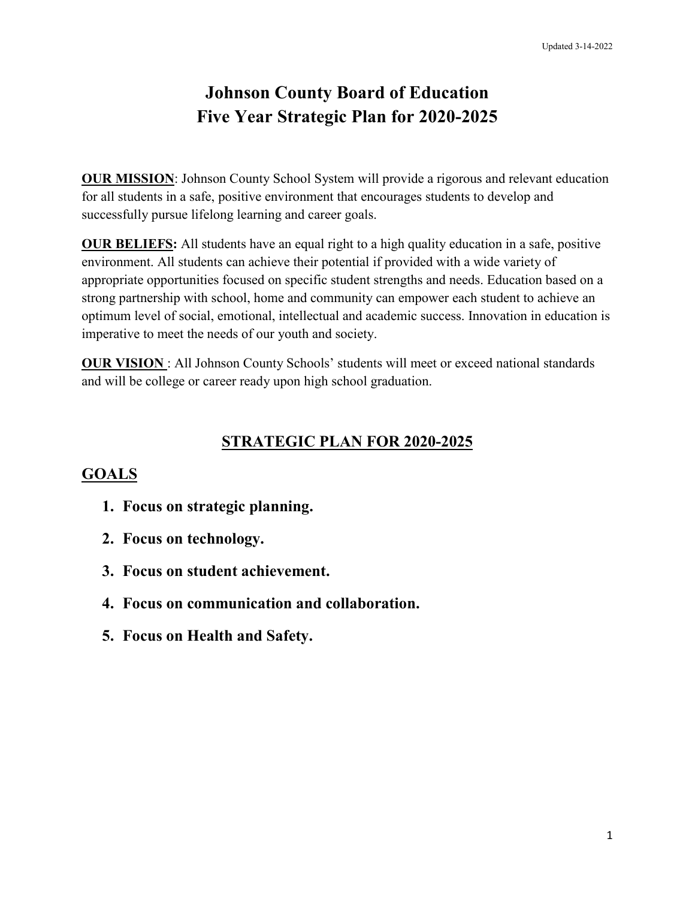# Johnson County Board of Education
# Five Year Strategic Plan for 2020-2025

**OUR MISSION**: Johnson County School System will provide a rigorous and relevant education for all students in a safe, positive environment that encourages students to develop and successfully pursue lifelong learning and career goals.

**OUR BELIEFS:** All students have an equal right to a high quality education in a safe, positive environment. All students can achieve their potential if provided with a wide variety of appropriate opportunities focused on specific student strengths and needs. Education based on a strong partnership with school, home and community can empower each student to achieve an optimum level of social, emotional, intellectual and academic success. Innovation in education is imperative to meet the needs of our youth and society.

**OUR VISION** : All Johnson County Schools' students will meet or exceed national standards and will be college or career ready upon high school graduation.

## STRATEGIC PLAN FOR 2020-2025

## GOALS

1. **Focus on strategic planning.**
2. **Focus on technology.**
3. **Focus on student achievement.**
4. **Focus on communication and collaboration.**
5. **Focus on Health and Safety.**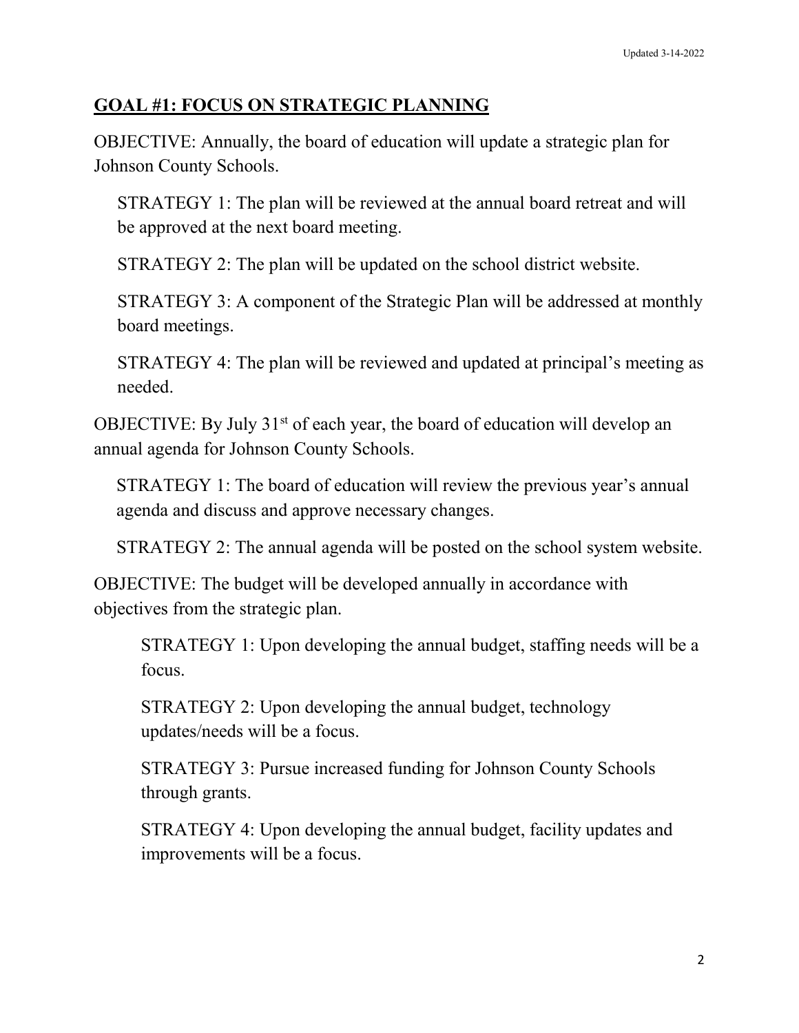## GOAL #1: FOCUS ON STRATEGIC PLANNING

OBJECTIVE: Annually, the board of education will update a strategic plan for Johnson County Schools.

STRATEGY 1: The plan will be reviewed at the annual board retreat and will be approved at the next board meeting.

STRATEGY 2: The plan will be updated on the school district website.

STRATEGY 3: A component of the Strategic Plan will be addressed at monthly board meetings.

STRATEGY 4: The plan will be reviewed and updated at principal's meeting as needed.

OBJECTIVE: By July 31st of each year, the board of education will develop an annual agenda for Johnson County Schools.

STRATEGY 1: The board of education will review the previous year's annual agenda and discuss and approve necessary changes.

STRATEGY 2: The annual agenda will be posted on the school system website.

OBJECTIVE: The budget will be developed annually in accordance with objectives from the strategic plan.

STRATEGY 1: Upon developing the annual budget, staffing needs will be a focus.

STRATEGY 2: Upon developing the annual budget, technology updates/needs will be a focus.

STRATEGY 3: Pursue increased funding for Johnson County Schools through grants.

STRATEGY 4: Upon developing the annual budget, facility updates and improvements will be a focus.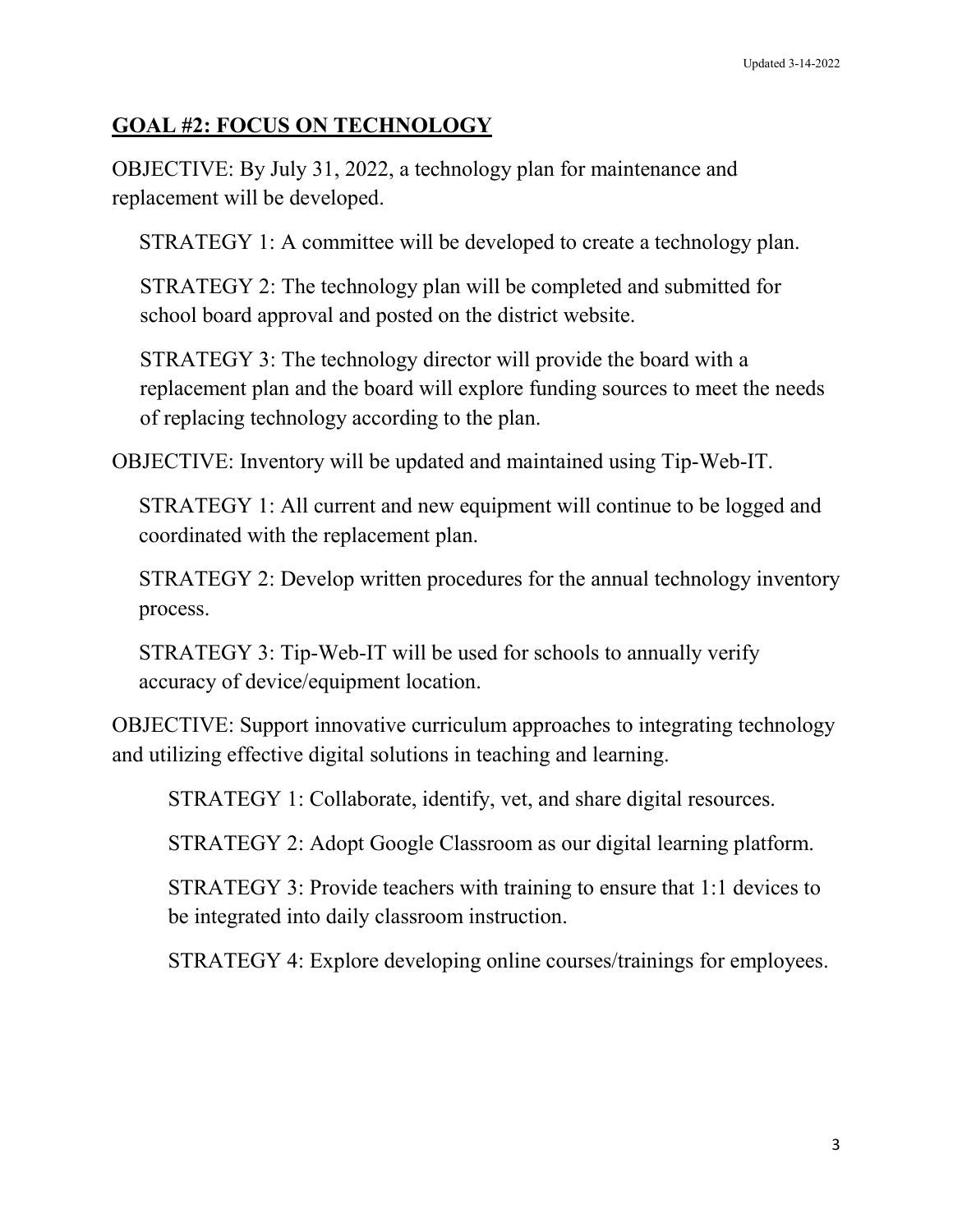## GOAL #2: FOCUS ON TECHNOLOGY

OBJECTIVE: By July 31, 2022, a technology plan for maintenance and replacement will be developed.

STRATEGY 1: A committee will be developed to create a technology plan.

STRATEGY 2: The technology plan will be completed and submitted for school board approval and posted on the district website.

STRATEGY 3: The technology director will provide the board with a replacement plan and the board will explore funding sources to meet the needs of replacing technology according to the plan.

OBJECTIVE: Inventory will be updated and maintained using Tip-Web-IT.

STRATEGY 1: All current and new equipment will continue to be logged and coordinated with the replacement plan.

STRATEGY 2: Develop written procedures for the annual technology inventory process.

STRATEGY 3: Tip-Web-IT will be used for schools to annually verify accuracy of device/equipment location.

OBJECTIVE: Support innovative curriculum approaches to integrating technology and utilizing effective digital solutions in teaching and learning.

STRATEGY 1: Collaborate, identify, vet, and share digital resources.

STRATEGY 2: Adopt Google Classroom as our digital learning platform.

STRATEGY 3: Provide teachers with training to ensure that 1:1 devices to be integrated into daily classroom instruction.

STRATEGY 4: Explore developing online courses/trainings for employees.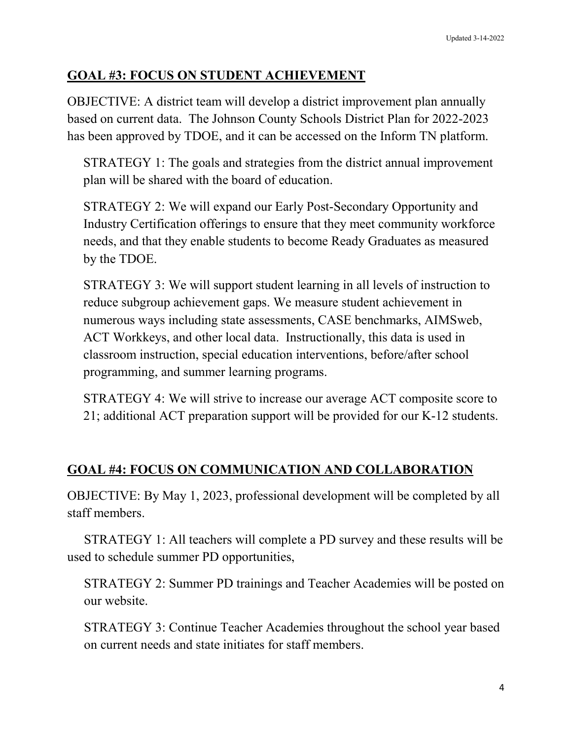## GOAL #3: FOCUS ON STUDENT ACHIEVEMENT

OBJECTIVE: A district team will develop a district improvement plan annually based on current data. The Johnson County Schools District Plan for 2022-2023 has been approved by TDOE, and it can be accessed on the Inform TN platform.

STRATEGY 1: The goals and strategies from the district annual improvement plan will be shared with the board of education.

STRATEGY 2: We will expand our Early Post-Secondary Opportunity and Industry Certification offerings to ensure that they meet community workforce needs, and that they enable students to become Ready Graduates as measured by the TDOE.

STRATEGY 3: We will support student learning in all levels of instruction to reduce subgroup achievement gaps. We measure student achievement in numerous ways including state assessments, CASE benchmarks, AIMSweb, ACT Workkeys, and other local data. Instructionally, this data is used in classroom instruction, special education interventions, before/after school programming, and summer learning programs.

STRATEGY 4: We will strive to increase our average ACT composite score to 21; additional ACT preparation support will be provided for our K-12 students.

## GOAL #4: FOCUS ON COMMUNICATION AND COLLABORATION

OBJECTIVE: By May 1, 2023, professional development will be completed by all staff members.

STRATEGY 1: All teachers will complete a PD survey and these results will be used to schedule summer PD opportunities,

STRATEGY 2: Summer PD trainings and Teacher Academies will be posted on our website.

STRATEGY 3: Continue Teacher Academies throughout the school year based on current needs and state initiates for staff members.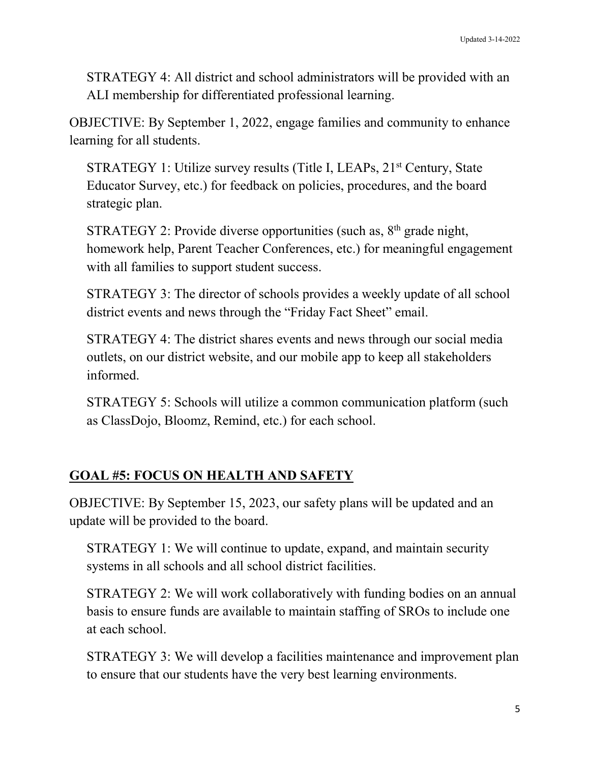STRATEGY 4: All district and school administrators will be provided with an ALI membership for differentiated professional learning.

OBJECTIVE: By September 1, 2022, engage families and community to enhance learning for all students.

STRATEGY 1: Utilize survey results (Title I, LEAPs, 21st Century, State Educator Survey, etc.) for feedback on policies, procedures, and the board strategic plan.

STRATEGY 2: Provide diverse opportunities (such as, 8th grade night, homework help, Parent Teacher Conferences, etc.) for meaningful engagement with all families to support student success.

STRATEGY 3: The director of schools provides a weekly update of all school district events and news through the "Friday Fact Sheet" email.

STRATEGY 4: The district shares events and news through our social media outlets, on our district website, and our mobile app to keep all stakeholders informed.

STRATEGY 5: Schools will utilize a common communication platform (such as ClassDojo, Bloomz, Remind, etc.) for each school.

## GOAL #5: FOCUS ON HEALTH AND SAFETY

OBJECTIVE: By September 15, 2023, our safety plans will be updated and an update will be provided to the board.

STRATEGY 1: We will continue to update, expand, and maintain security systems in all schools and all school district facilities.

STRATEGY 2: We will work collaboratively with funding bodies on an annual basis to ensure funds are available to maintain staffing of SROs to include one at each school.

STRATEGY 3: We will develop a facilities maintenance and improvement plan to ensure that our students have the very best learning environments.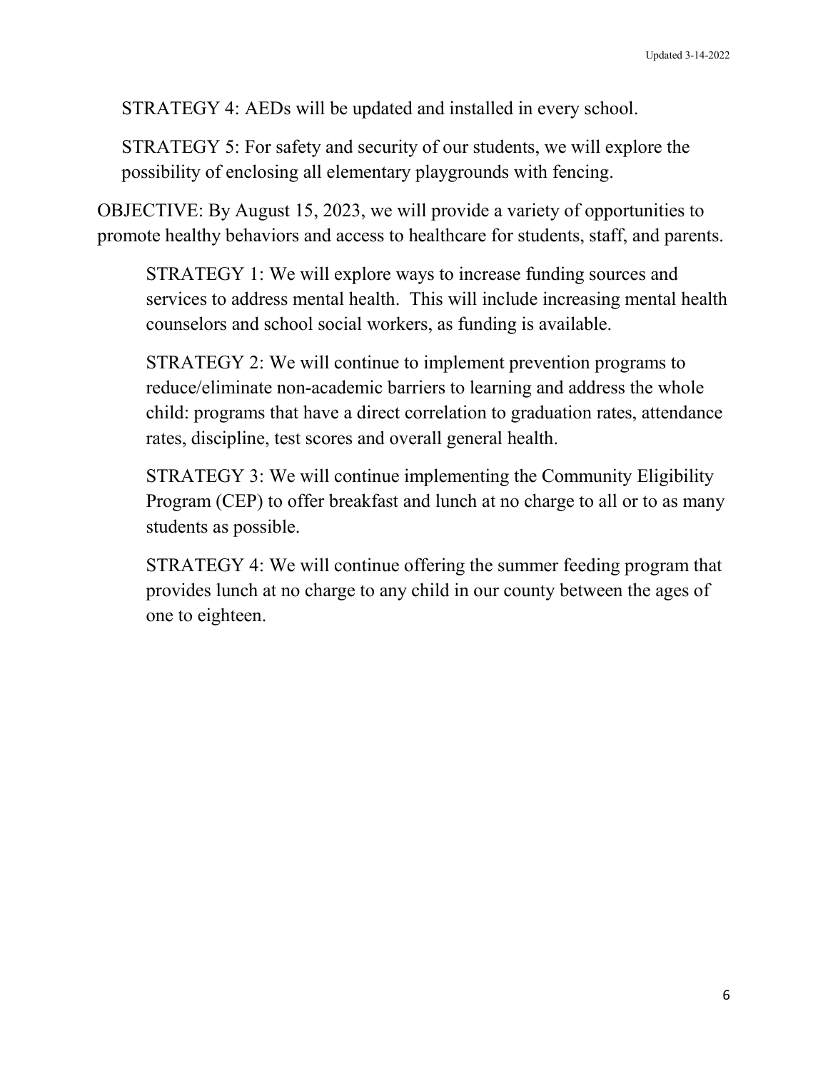STRATEGY 4: AEDs will be updated and installed in every school.

STRATEGY 5: For safety and security of our students, we will explore the possibility of enclosing all elementary playgrounds with fencing.

OBJECTIVE: By August 15, 2023, we will provide a variety of opportunities to promote healthy behaviors and access to healthcare for students, staff, and parents.

STRATEGY 1: We will explore ways to increase funding sources and services to address mental health. This will include increasing mental health counselors and school social workers, as funding is available.

STRATEGY 2: We will continue to implement prevention programs to reduce/eliminate non-academic barriers to learning and address the whole child: programs that have a direct correlation to graduation rates, attendance rates, discipline, test scores and overall general health.

STRATEGY 3: We will continue implementing the Community Eligibility Program (CEP) to offer breakfast and lunch at no charge to all or to as many students as possible.

STRATEGY 4: We will continue offering the summer feeding program that provides lunch at no charge to any child in our county between the ages of one to eighteen.